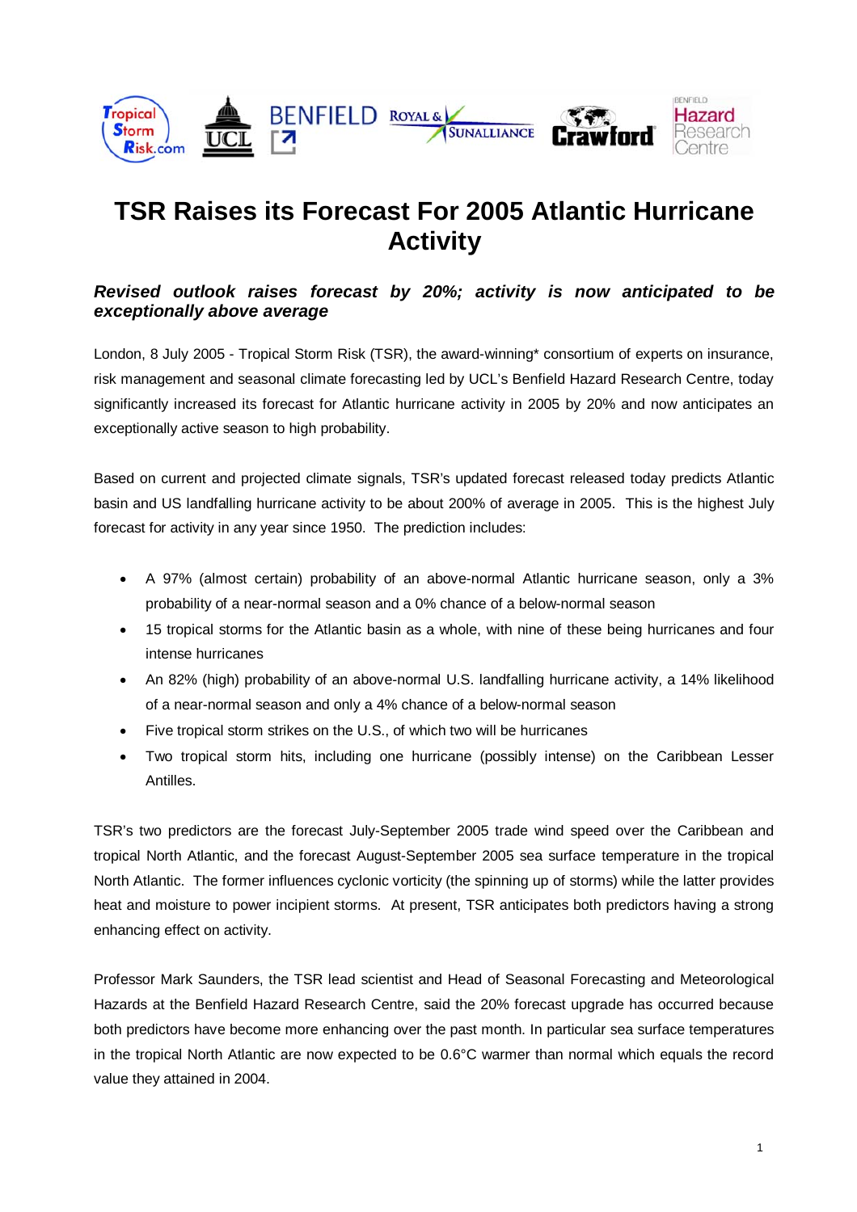# TSR Raises its Forecast For 2005 Atlantic Hurricane Activity

***Revised outlook raises forecast by 20%; activity is now anticipated to be exceptionally above average***

London, 8 July 2005 - Tropical Storm Risk (TSR), the award-winning* consortium of experts on insurance, risk management and seasonal climate forecasting led by UCL's Benfield Hazard Research Centre, today significantly increased its forecast for Atlantic hurricane activity in 2005 by 20% and now anticipates an exceptionally active season to high probability.

Based on current and projected climate signals, TSR's updated forecast released today predicts Atlantic basin and US landfalling hurricane activity to be about 200% of average in 2005. This is the highest July forecast for activity in any year since 1950. The prediction includes:

- A 97% (almost certain) probability of an above-normal Atlantic hurricane season, only a 3% probability of a near-normal season and a 0% chance of a below-normal season
- 15 tropical storms for the Atlantic basin as a whole, with nine of these being hurricanes and four intense hurricanes
- An 82% (high) probability of an above-normal U.S. landfalling hurricane activity, a 14% likelihood of a near-normal season and only a 4% chance of a below-normal season
- Five tropical storm strikes on the U.S., of which two will be hurricanes
- Two tropical storm hits, including one hurricane (possibly intense) on the Caribbean Lesser Antilles.

TSR's two predictors are the forecast July-September 2005 trade wind speed over the Caribbean and tropical North Atlantic, and the forecast August-September 2005 sea surface temperature in the tropical North Atlantic. The former influences cyclonic vorticity (the spinning up of storms) while the latter provides heat and moisture to power incipient storms. At present, TSR anticipates both predictors having a strong enhancing effect on activity.

Professor Mark Saunders, the TSR lead scientist and Head of Seasonal Forecasting and Meteorological Hazards at the Benfield Hazard Research Centre, said the 20% forecast upgrade has occurred because both predictors have become more enhancing over the past month. In particular sea surface temperatures in the tropical North Atlantic are now expected to be 0.6°C warmer than normal which equals the record value they attained in 2004.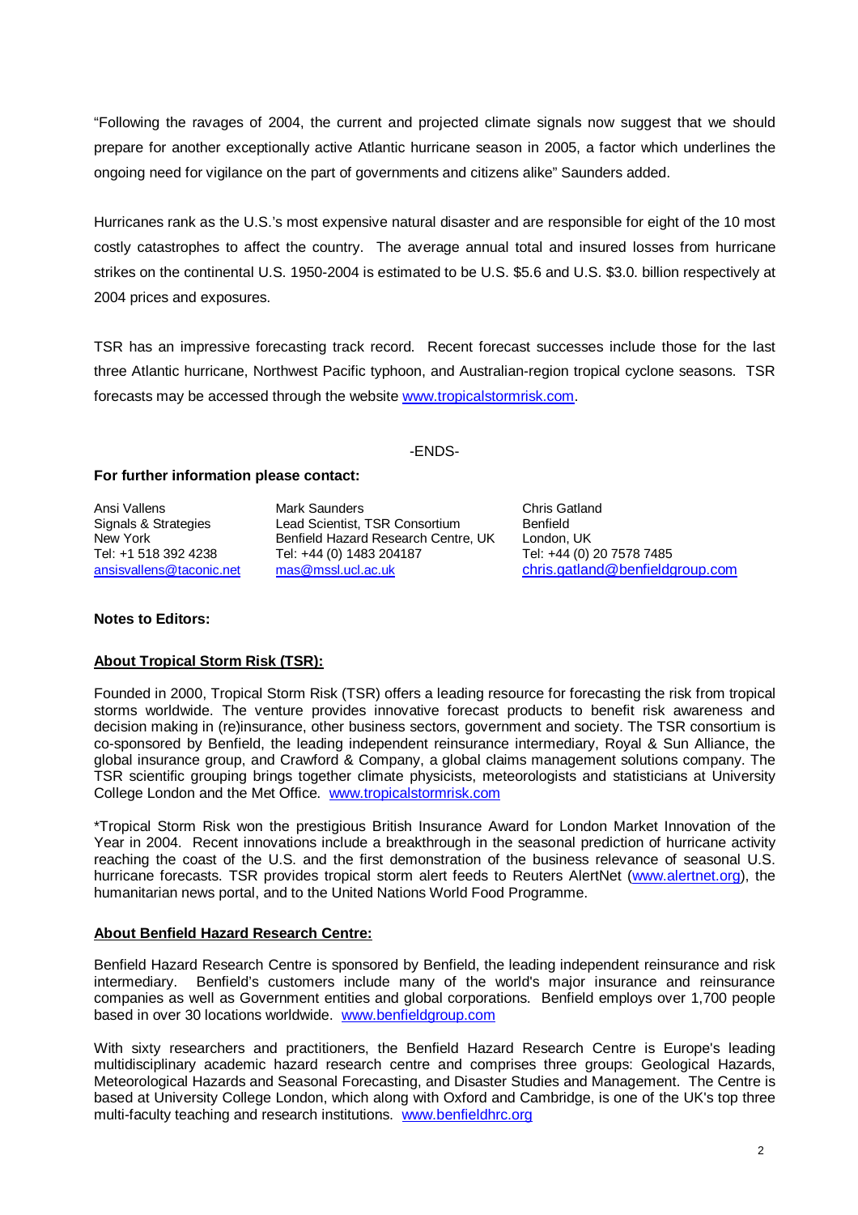"Following the ravages of 2004, the current and projected climate signals now suggest that we should prepare for another exceptionally active Atlantic hurricane season in 2005, a factor which underlines the ongoing need for vigilance on the part of governments and citizens alike" Saunders added.

Hurricanes rank as the U.S.'s most expensive natural disaster and are responsible for eight of the 10 most costly catastrophes to affect the country. The average annual total and insured losses from hurricane strikes on the continental U.S. 1950-2004 is estimated to be U.S. $5.6 and U.S. $3.0. billion respectively at 2004 prices and exposures.

TSR has an impressive forecasting track record. Recent forecast successes include those for the last three Atlantic hurricane, Northwest Pacific typhoon, and Australian-region tropical cyclone seasons. TSR forecasts may be accessed through the website www.tropicalstormrisk.com.

-ENDS-

**For further information please contact:**

| | | |
|---|---|---|
| Ansi Vallens | Mark Saunders | Chris Gatland |
| Signals & Strategies | Lead Scientist, TSR Consortium | Benfield |
| New York | Benfield Hazard Research Centre, UK | London, UK |
| Tel: +1 518 392 4238 | Tel: +44 (0) 1483 204187 | Tel: +44 (0) 20 7578 7485 |
| ansisvallens@taconic.net | mas@mssl.ucl.ac.uk | chris.gatland@benfieldgroup.com |

**Notes to Editors:**

**About Tropical Storm Risk (TSR):**

Founded in 2000, Tropical Storm Risk (TSR) offers a leading resource for forecasting the risk from tropical storms worldwide. The venture provides innovative forecast products to benefit risk awareness and decision making in (re)insurance, other business sectors, government and society. The TSR consortium is co-sponsored by Benfield, the leading independent reinsurance intermediary, Royal & Sun Alliance, the global insurance group, and Crawford & Company, a global claims management solutions company. The TSR scientific grouping brings together climate physicists, meteorologists and statisticians at University College London and the Met Office. www.tropicalstormrisk.com

*Tropical Storm Risk won the prestigious British Insurance Award for London Market Innovation of the Year in 2004. Recent innovations include a breakthrough in the seasonal prediction of hurricane activity reaching the coast of the U.S. and the first demonstration of the business relevance of seasonal U.S. hurricane forecasts. TSR provides tropical storm alert feeds to Reuters AlertNet (www.alertnet.org), the humanitarian news portal, and to the United Nations World Food Programme.

**About Benfield Hazard Research Centre:**

Benfield Hazard Research Centre is sponsored by Benfield, the leading independent reinsurance and risk intermediary. Benfield's customers include many of the world's major insurance and reinsurance companies as well as Government entities and global corporations. Benfield employs over 1,700 people based in over 30 locations worldwide. www.benfieldgroup.com

With sixty researchers and practitioners, the Benfield Hazard Research Centre is Europe's leading multidisciplinary academic hazard research centre and comprises three groups: Geological Hazards, Meteorological Hazards and Seasonal Forecasting, and Disaster Studies and Management. The Centre is based at University College London, which along with Oxford and Cambridge, is one of the UK's top three multi-faculty teaching and research institutions. www.benfieldhrc.org